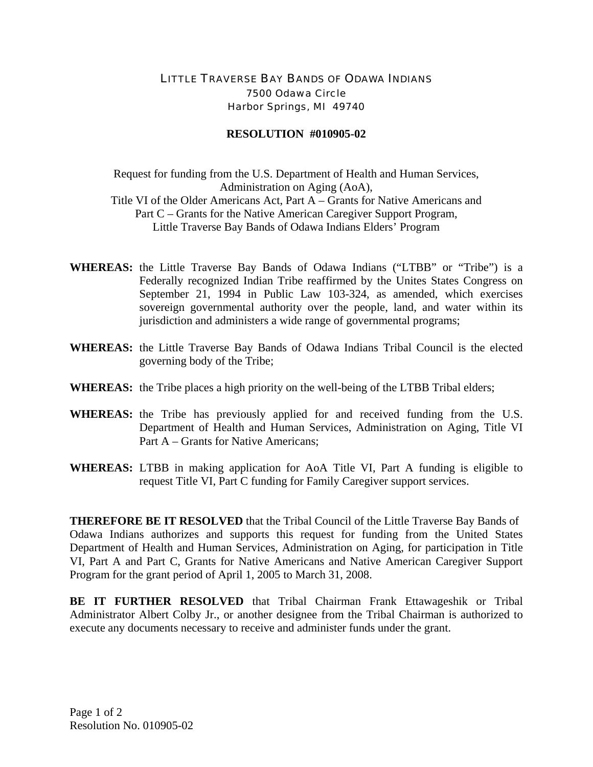LITTLE TRAVERSE BAY BANDS OF ODAWA INDIANS
7500 Odawa Circle
Harbor Springs, MI 49740

**RESOLUTION #010905-02**

Request for funding from the U.S. Department of Health and Human Services,
Administration on Aging (AoA),
Title VI of the Older Americans Act, Part A – Grants for Native Americans and
Part C – Grants for the Native American Caregiver Support Program,
Little Traverse Bay Bands of Odawa Indians Elders' Program

**WHEREAS:** the Little Traverse Bay Bands of Odawa Indians ("LTBB" or "Tribe") is a Federally recognized Indian Tribe reaffirmed by the Unites States Congress on September 21, 1994 in Public Law 103-324, as amended, which exercises sovereign governmental authority over the people, land, and water within its jurisdiction and administers a wide range of governmental programs;

**WHEREAS:** the Little Traverse Bay Bands of Odawa Indians Tribal Council is the elected governing body of the Tribe;

**WHEREAS:** the Tribe places a high priority on the well-being of the LTBB Tribal elders;

**WHEREAS:** the Tribe has previously applied for and received funding from the U.S. Department of Health and Human Services, Administration on Aging, Title VI Part A – Grants for Native Americans;

**WHEREAS:** LTBB in making application for AoA Title VI, Part A funding is eligible to request Title VI, Part C funding for Family Caregiver support services.

**THEREFORE BE IT RESOLVED** that the Tribal Council of the Little Traverse Bay Bands of Odawa Indians authorizes and supports this request for funding from the United States Department of Health and Human Services, Administration on Aging, for participation in Title VI, Part A and Part C, Grants for Native Americans and Native American Caregiver Support Program for the grant period of April 1, 2005 to March 31, 2008.

**BE IT FURTHER RESOLVED** that Tribal Chairman Frank Ettawageshik or Tribal Administrator Albert Colby Jr., or another designee from the Tribal Chairman is authorized to execute any documents necessary to receive and administer funds under the grant.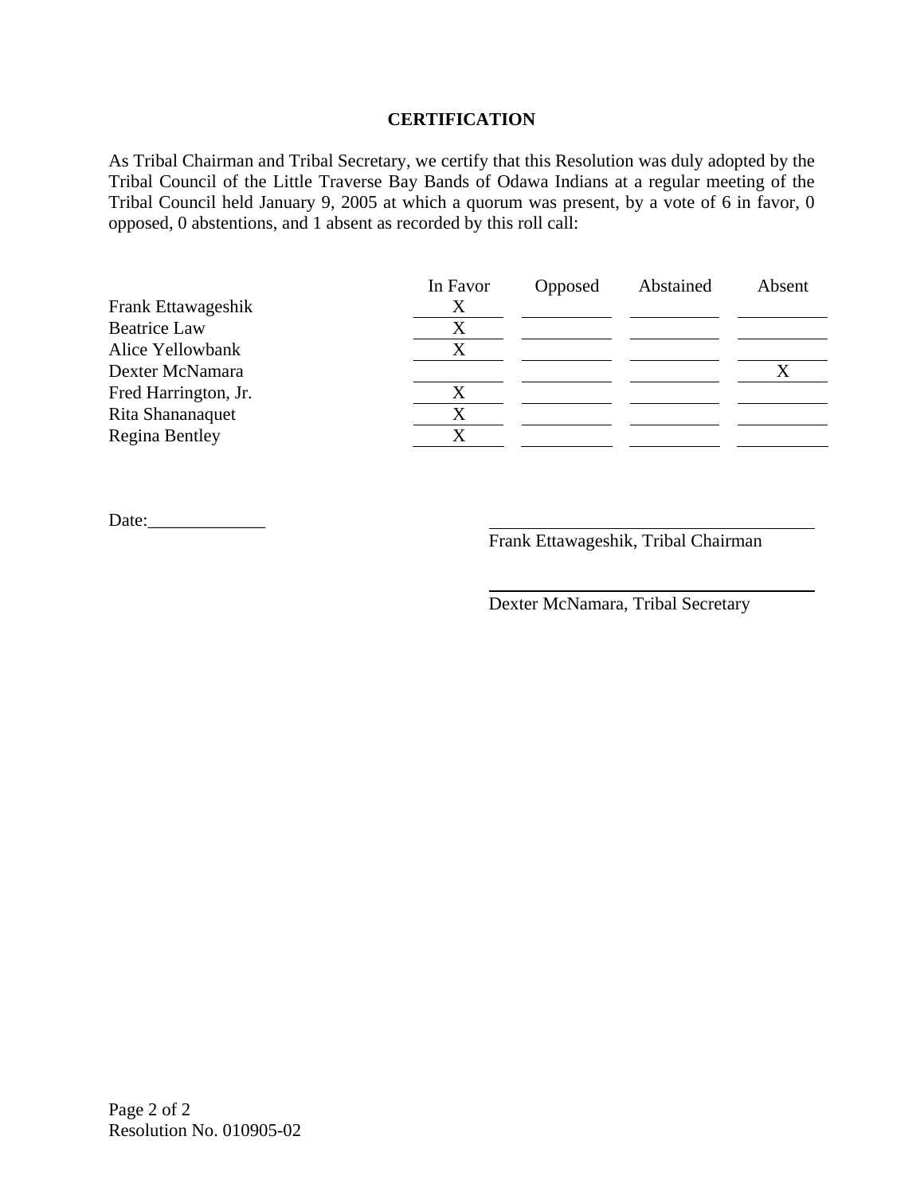**CERTIFICATION**

As Tribal Chairman and Tribal Secretary, we certify that this Resolution was duly adopted by the Tribal Council of the Little Traverse Bay Bands of Odawa Indians at a regular meeting of the Tribal Council held January 9, 2005 at which a quorum was present, by a vote of 6 in favor, 0 opposed, 0 abstentions, and 1 absent as recorded by this roll call:

| | In Favor | Opposed | Abstained | Absent |
|---|---|---|---|---|
| Frank Ettawageshik | X | | | |
| Beatrice Law | X | | | |
| Alice Yellowbank | X | | | |
| Dexter McNamara | | | | X |
| Fred Harrington, Jr. | X | | | |
| Rita Shananaquet | X | | | |
| Regina Bentley | X | | | |

Date:_____________

_________________________________
Frank Ettawageshik, Tribal Chairman

_________________________________
Dexter McNamara, Tribal Secretary

Resolution No. 010905-02